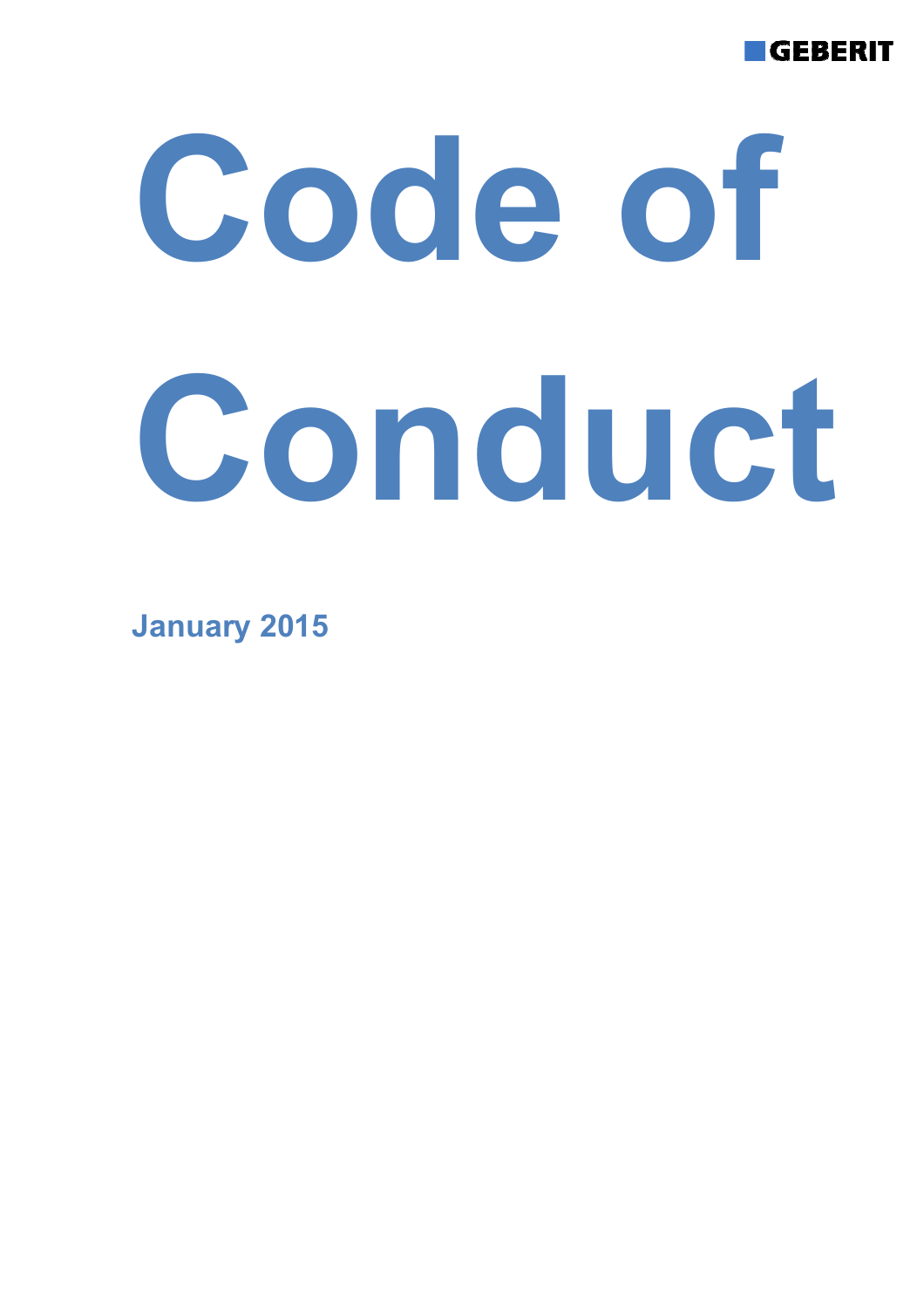GEBERIT

# Code of Conduct

**January 2015**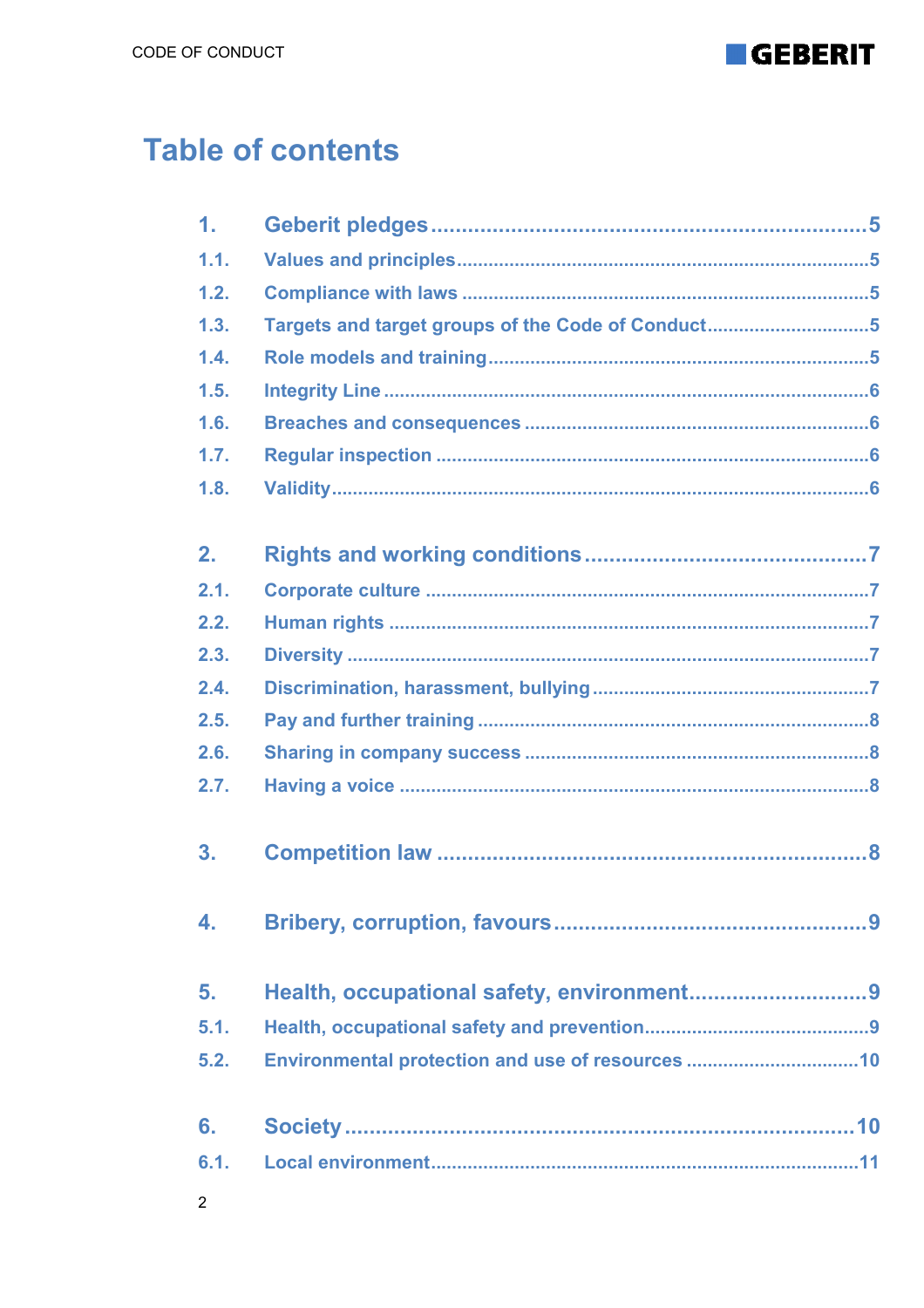# Table of contents

| | | |
|---|---|---|
| **1.** | **Geberit pledges** | **5** |
| 1.1. | Values and principles | 5 |
| 1.2. | Compliance with laws | 5 |
| 1.3. | Targets and target groups of the Code of Conduct | 5 |
| 1.4. | Role models and training | 5 |
| 1.5. | Integrity Line | 6 |
| 1.6. | Breaches and consequences | 6 |
| 1.7. | Regular inspection | 6 |
| 1.8. | Validity | 6 |
| **2.** | **Rights and working conditions** | **7** |
| 2.1. | Corporate culture | 7 |
| 2.2. | Human rights | 7 |
| 2.3. | Diversity | 7 |
| 2.4. | Discrimination, harassment, bullying | 7 |
| 2.5. | Pay and further training | 8 |
| 2.6. | Sharing in company success | 8 |
| 2.7. | Having a voice | 8 |
| **3.** | **Competition law** | **8** |
| **4.** | **Bribery, corruption, favours** | **9** |
| **5.** | **Health, occupational safety, environment** | **9** |
| 5.1. | Health, occupational safety and prevention | 9 |
| 5.2. | Environmental protection and use of resources | 10 |
| **6.** | **Society** | **10** |
| 6.1. | Local environment | 11 |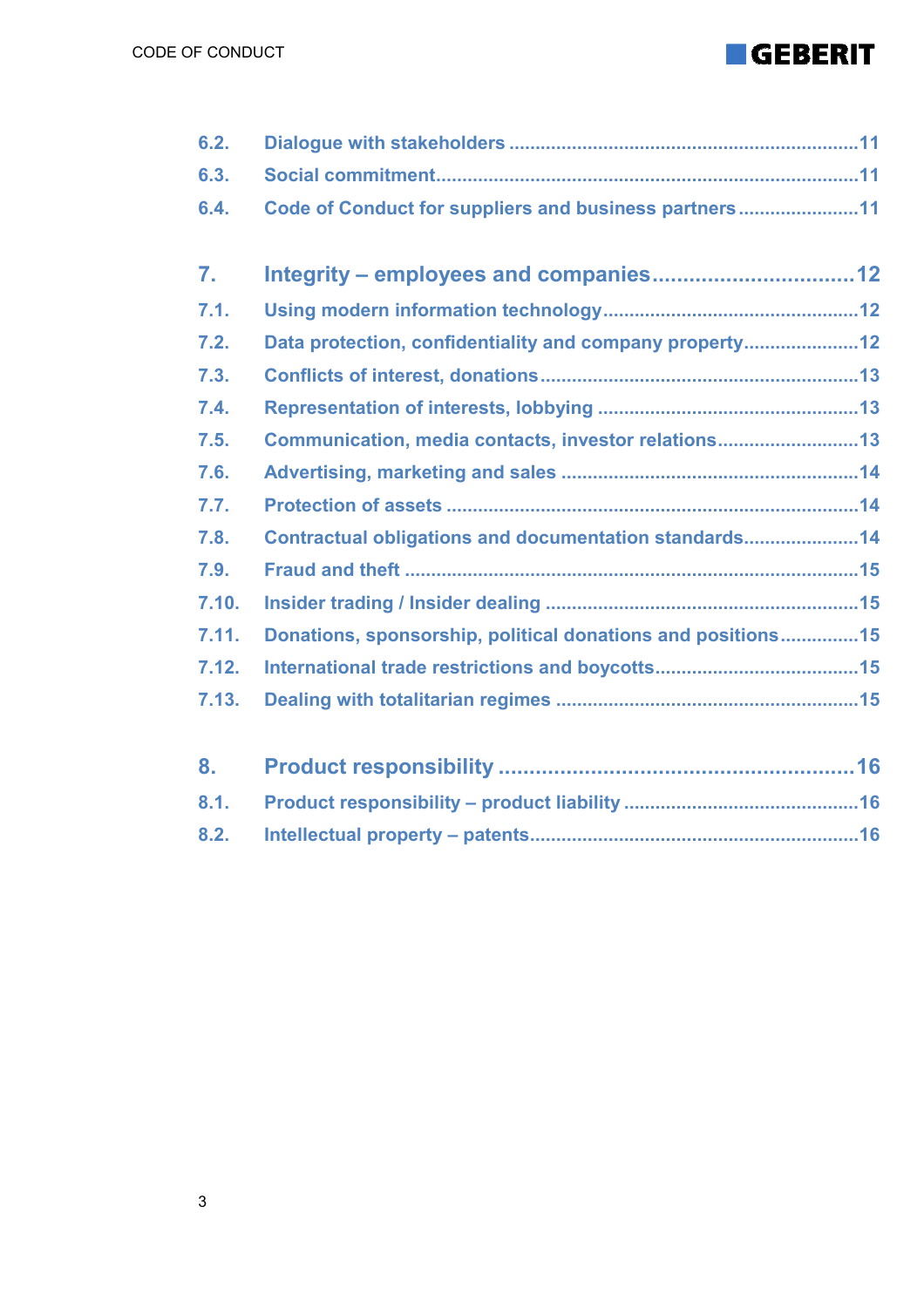6.2. Dialogue with stakeholders ...................................................................11
6.3. Social commitment...................................................................................11
6.4. Code of Conduct for suppliers and business partners .......................11

7. Integrity – employees and companies.................................12
7.1. Using modern information technology.................................................12
7.2. Data protection, confidentiality and company property......................12
7.3. Conflicts of interest, donations............................................................13
7.4. Representation of interests, lobbying ..................................................13
7.5. Communication, media contacts, investor relations...........................13
7.6. Advertising, marketing and sales ........................................................14
7.7. Protection of assets ..............................................................................14
7.8. Contractual obligations and documentation standards......................14
7.9. Fraud and theft ......................................................................................15
7.10. Insider trading / Insider dealing ...........................................................15
7.11. Donations, sponsorship, political donations and positions...............15
7.12. International trade restrictions and boycotts.......................................15
7.13. Dealing with totalitarian regimes .........................................................15

8. Product responsibility .......................................................16
8.1. Product responsibility – product liability .............................................16
8.2. Intellectual property – patents...............................................................16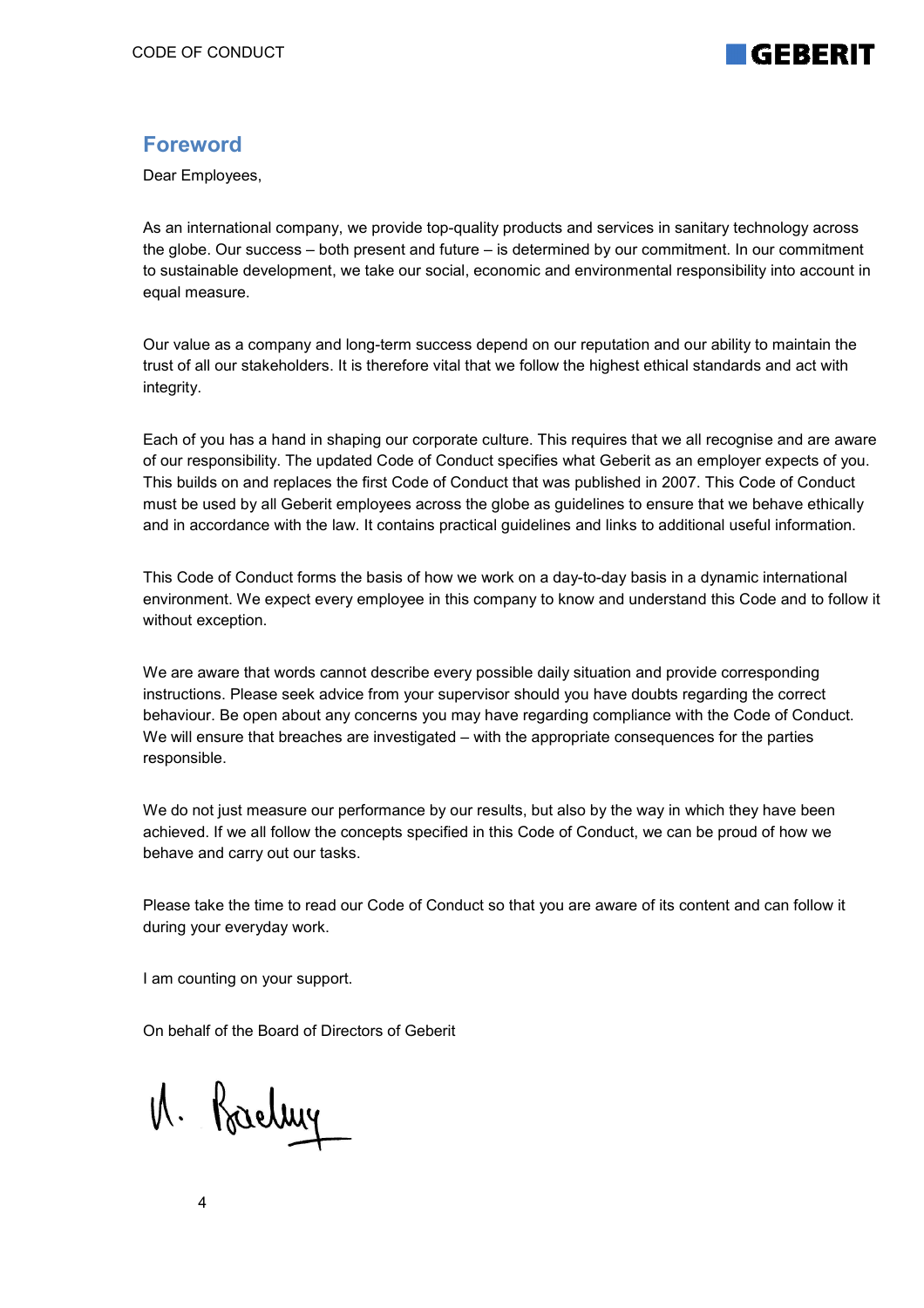## Foreword

Dear Employees,

As an international company, we provide top-quality products and services in sanitary technology across the globe. Our success – both present and future – is determined by our commitment. In our commitment to sustainable development, we take our social, economic and environmental responsibility into account in equal measure.

Our value as a company and long-term success depend on our reputation and our ability to maintain the trust of all our stakeholders. It is therefore vital that we follow the highest ethical standards and act with integrity.

Each of you has a hand in shaping our corporate culture. This requires that we all recognise and are aware of our responsibility. The updated Code of Conduct specifies what Geberit as an employer expects of you. This builds on and replaces the first Code of Conduct that was published in 2007. This Code of Conduct must be used by all Geberit employees across the globe as guidelines to ensure that we behave ethically and in accordance with the law. It contains practical guidelines and links to additional useful information.

This Code of Conduct forms the basis of how we work on a day-to-day basis in a dynamic international environment. We expect every employee in this company to know and understand this Code and to follow it without exception.

We are aware that words cannot describe every possible daily situation and provide corresponding instructions. Please seek advice from your supervisor should you have doubts regarding the correct behaviour. Be open about any concerns you may have regarding compliance with the Code of Conduct. We will ensure that breaches are investigated – with the appropriate consequences for the parties responsible.

We do not just measure our performance by our results, but also by the way in which they have been achieved. If we all follow the concepts specified in this Code of Conduct, we can be proud of how we behave and carry out our tasks.

Please take the time to read our Code of Conduct so that you are aware of its content and can follow it during your everyday work.

I am counting on your support.

On behalf of the Board of Directors of Geberit

A. Baehny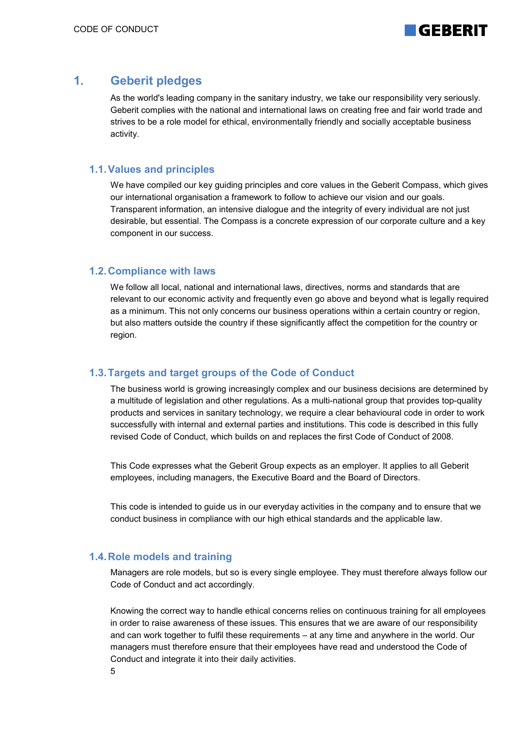# 1. Geberit pledges

As the world's leading company in the sanitary industry, we take our responsibility very seriously. Geberit complies with the national and international laws on creating free and fair world trade and strives to be a role model for ethical, environmentally friendly and socially acceptable business activity.

## 1.1. Values and principles

We have compiled our key guiding principles and core values in the Geberit Compass, which gives our international organisation a framework to follow to achieve our vision and our goals. Transparent information, an intensive dialogue and the integrity of every individual are not just desirable, but essential. The Compass is a concrete expression of our corporate culture and a key component in our success.

## 1.2. Compliance with laws

We follow all local, national and international laws, directives, norms and standards that are relevant to our economic activity and frequently even go above and beyond what is legally required as a minimum. This not only concerns our business operations within a certain country or region, but also matters outside the country if these significantly affect the competition for the country or region.

## 1.3. Targets and target groups of the Code of Conduct

The business world is growing increasingly complex and our business decisions are determined by a multitude of legislation and other regulations. As a multi-national group that provides top-quality products and services in sanitary technology, we require a clear behavioural code in order to work successfully with internal and external parties and institutions. This code is described in this fully revised Code of Conduct, which builds on and replaces the first Code of Conduct of 2008.

This Code expresses what the Geberit Group expects as an employer. It applies to all Geberit employees, including managers, the Executive Board and the Board of Directors.

This code is intended to guide us in our everyday activities in the company and to ensure that we conduct business in compliance with our high ethical standards and the applicable law.

## 1.4. Role models and training

Managers are role models, but so is every single employee. They must therefore always follow our Code of Conduct and act accordingly.

Knowing the correct way to handle ethical concerns relies on continuous training for all employees in order to raise awareness of these issues. This ensures that we are aware of our responsibility and can work together to fulfil these requirements – at any time and anywhere in the world. Our managers must therefore ensure that their employees have read and understood the Code of Conduct and integrate it into their daily activities.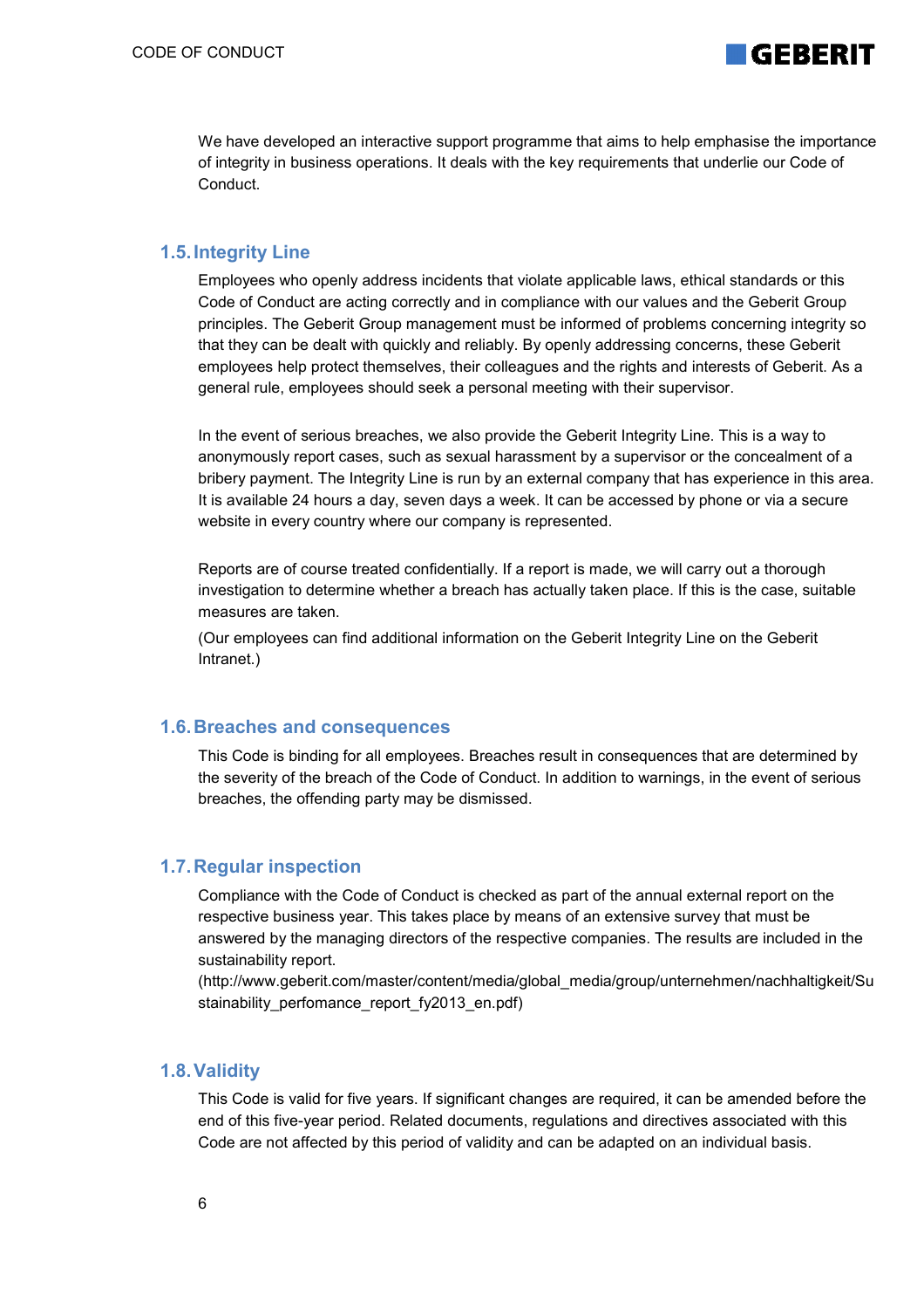We have developed an interactive support programme that aims to help emphasise the importance of integrity in business operations. It deals with the key requirements that underlie our Code of Conduct.

## 1.5. Integrity Line

Employees who openly address incidents that violate applicable laws, ethical standards or this Code of Conduct are acting correctly and in compliance with our values and the Geberit Group principles. The Geberit Group management must be informed of problems concerning integrity so that they can be dealt with quickly and reliably. By openly addressing concerns, these Geberit employees help protect themselves, their colleagues and the rights and interests of Geberit. As a general rule, employees should seek a personal meeting with their supervisor.

In the event of serious breaches, we also provide the Geberit Integrity Line. This is a way to anonymously report cases, such as sexual harassment by a supervisor or the concealment of a bribery payment. The Integrity Line is run by an external company that has experience in this area. It is available 24 hours a day, seven days a week. It can be accessed by phone or via a secure website in every country where our company is represented.

Reports are of course treated confidentially. If a report is made, we will carry out a thorough investigation to determine whether a breach has actually taken place. If this is the case, suitable measures are taken.

(Our employees can find additional information on the Geberit Integrity Line on the Geberit Intranet.)

## 1.6. Breaches and consequences

This Code is binding for all employees. Breaches result in consequences that are determined by the severity of the breach of the Code of Conduct. In addition to warnings, in the event of serious breaches, the offending party may be dismissed.

## 1.7. Regular inspection

Compliance with the Code of Conduct is checked as part of the annual external report on the respective business year. This takes place by means of an extensive survey that must be answered by the managing directors of the respective companies. The results are included in the sustainability report.
(http://www.geberit.com/master/content/media/global_media/group/unternehmen/nachhaltigkeit/Sustainability_perfomance_report_fy2013_en.pdf)

## 1.8. Validity

This Code is valid for five years. If significant changes are required, it can be amended before the end of this five-year period. Related documents, regulations and directives associated with this Code are not affected by this period of validity and can be adapted on an individual basis.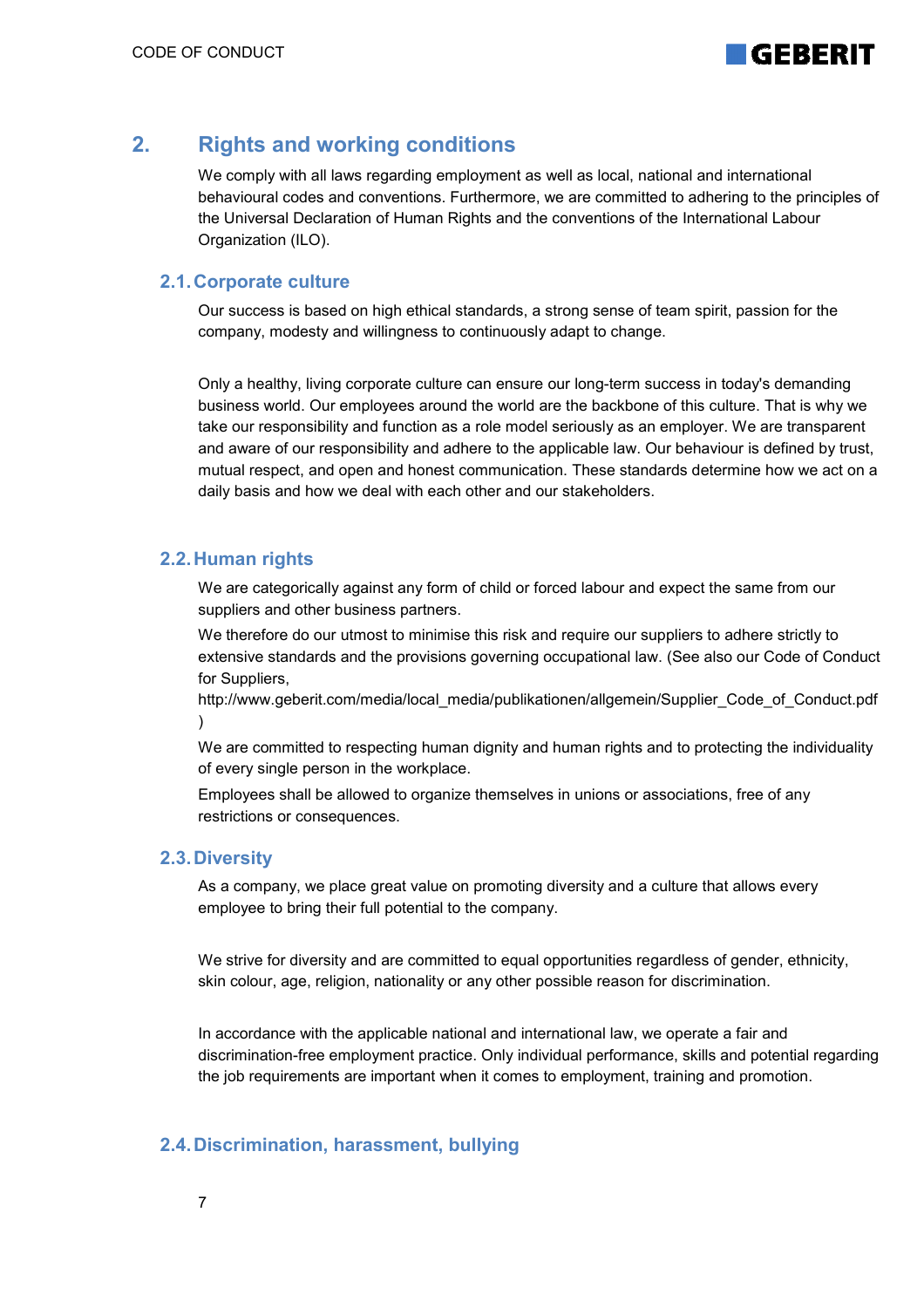## 2. Rights and working conditions

We comply with all laws regarding employment as well as local, national and international behavioural codes and conventions. Furthermore, we are committed to adhering to the principles of the Universal Declaration of Human Rights and the conventions of the International Labour Organization (ILO).

### 2.1. Corporate culture

Our success is based on high ethical standards, a strong sense of team spirit, passion for the company, modesty and willingness to continuously adapt to change.

Only a healthy, living corporate culture can ensure our long-term success in today's demanding business world. Our employees around the world are the backbone of this culture. That is why we take our responsibility and function as a role model seriously as an employer. We are transparent and aware of our responsibility and adhere to the applicable law. Our behaviour is defined by trust, mutual respect, and open and honest communication. These standards determine how we act on a daily basis and how we deal with each other and our stakeholders.

### 2.2. Human rights

We are categorically against any form of child or forced labour and expect the same from our suppliers and other business partners.

We therefore do our utmost to minimise this risk and require our suppliers to adhere strictly to extensive standards and the provisions governing occupational law. (See also our Code of Conduct for Suppliers, http://www.geberit.com/media/local_media/publikationen/allgemein/Supplier_Code_of_Conduct.pdf )

We are committed to respecting human dignity and human rights and to protecting the individuality of every single person in the workplace.

Employees shall be allowed to organize themselves in unions or associations, free of any restrictions or consequences.

### 2.3. Diversity

As a company, we place great value on promoting diversity and a culture that allows every employee to bring their full potential to the company.

We strive for diversity and are committed to equal opportunities regardless of gender, ethnicity, skin colour, age, religion, nationality or any other possible reason for discrimination.

In accordance with the applicable national and international law, we operate a fair and discrimination-free employment practice. Only individual performance, skills and potential regarding the job requirements are important when it comes to employment, training and promotion.

### 2.4. Discrimination, harassment, bullying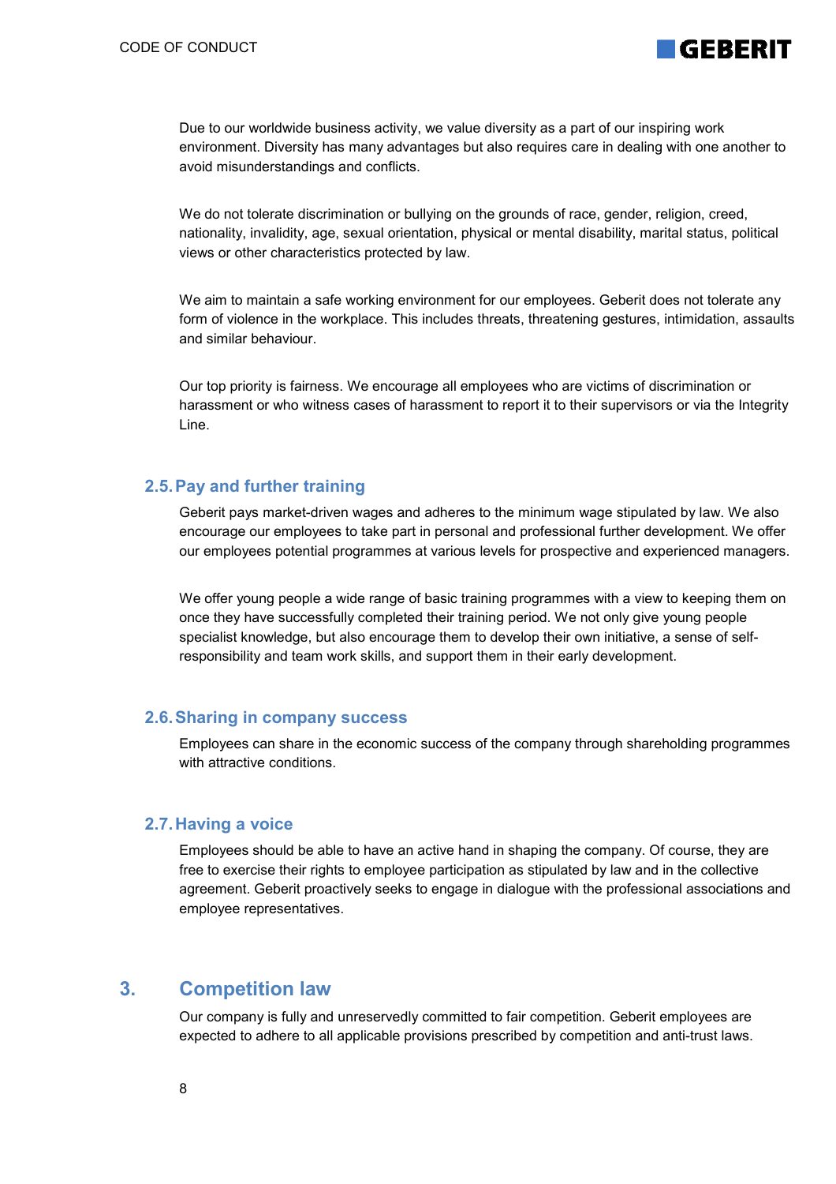Due to our worldwide business activity, we value diversity as a part of our inspiring work environment. Diversity has many advantages but also requires care in dealing with one another to avoid misunderstandings and conflicts.

We do not tolerate discrimination or bullying on the grounds of race, gender, religion, creed, nationality, invalidity, age, sexual orientation, physical or mental disability, marital status, political views or other characteristics protected by law.

We aim to maintain a safe working environment for our employees. Geberit does not tolerate any form of violence in the workplace. This includes threats, threatening gestures, intimidation, assaults and similar behaviour.

Our top priority is fairness. We encourage all employees who are victims of discrimination or harassment or who witness cases of harassment to report it to their supervisors or via the Integrity Line.

### 2.5. Pay and further training

Geberit pays market-driven wages and adheres to the minimum wage stipulated by law. We also encourage our employees to take part in personal and professional further development. We offer our employees potential programmes at various levels for prospective and experienced managers.

We offer young people a wide range of basic training programmes with a view to keeping them on once they have successfully completed their training period. We not only give young people specialist knowledge, but also encourage them to develop their own initiative, a sense of self-responsibility and team work skills, and support them in their early development.

### 2.6. Sharing in company success

Employees can share in the economic success of the company through shareholding programmes with attractive conditions.

### 2.7. Having a voice

Employees should be able to have an active hand in shaping the company. Of course, they are free to exercise their rights to employee participation as stipulated by law and in the collective agreement. Geberit proactively seeks to engage in dialogue with the professional associations and employee representatives.

## 3. Competition law

Our company is fully and unreservedly committed to fair competition. Geberit employees are expected to adhere to all applicable provisions prescribed by competition and anti-trust laws.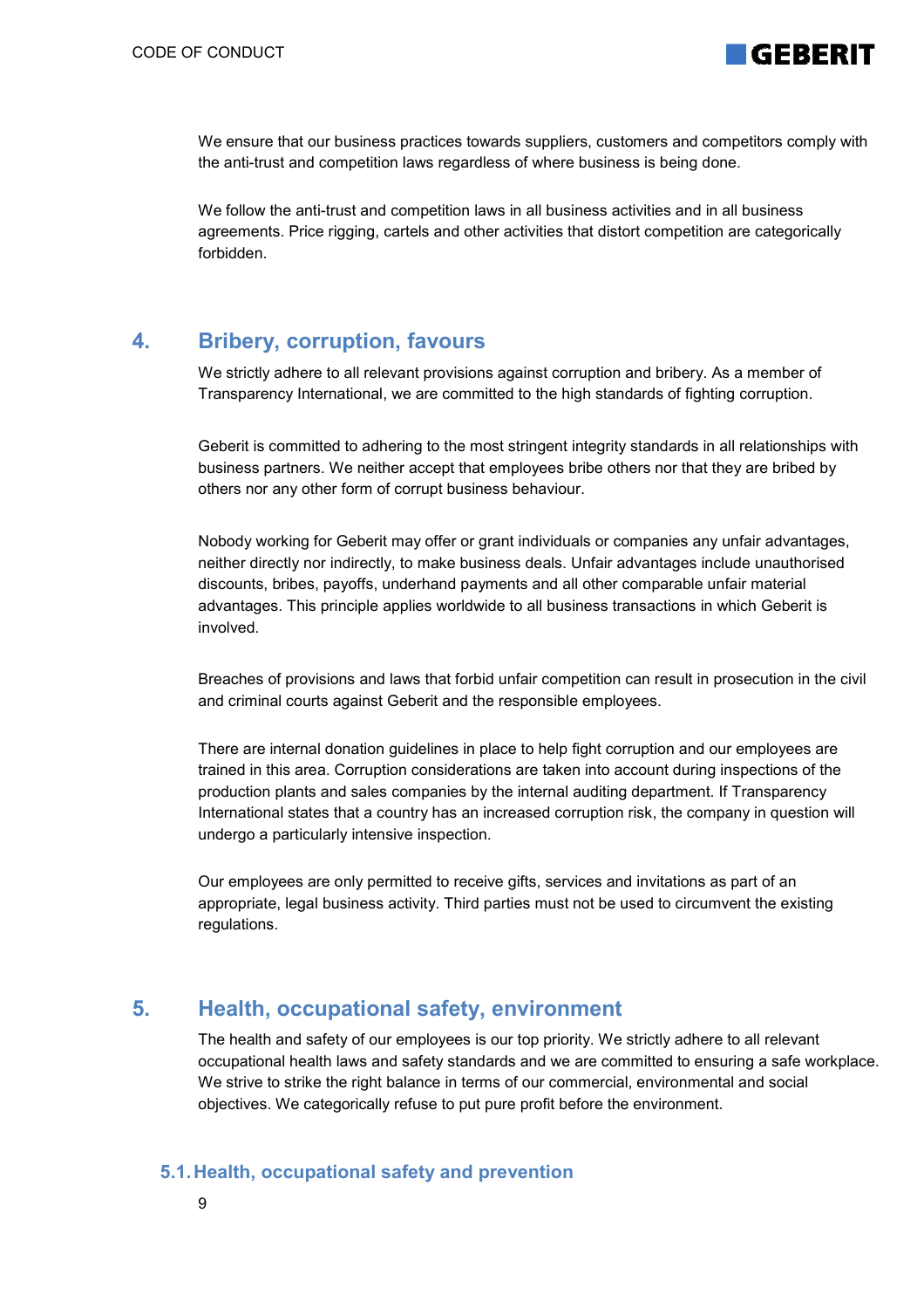We ensure that our business practices towards suppliers, customers and competitors comply with the anti-trust and competition laws regardless of where business is being done.

We follow the anti-trust and competition laws in all business activities and in all business agreements. Price rigging, cartels and other activities that distort competition are categorically forbidden.

## 4. Bribery, corruption, favours

We strictly adhere to all relevant provisions against corruption and bribery. As a member of Transparency International, we are committed to the high standards of fighting corruption.

Geberit is committed to adhering to the most stringent integrity standards in all relationships with business partners. We neither accept that employees bribe others nor that they are bribed by others nor any other form of corrupt business behaviour.

Nobody working for Geberit may offer or grant individuals or companies any unfair advantages, neither directly nor indirectly, to make business deals. Unfair advantages include unauthorised discounts, bribes, payoffs, underhand payments and all other comparable unfair material advantages. This principle applies worldwide to all business transactions in which Geberit is involved.

Breaches of provisions and laws that forbid unfair competition can result in prosecution in the civil and criminal courts against Geberit and the responsible employees.

There are internal donation guidelines in place to help fight corruption and our employees are trained in this area. Corruption considerations are taken into account during inspections of the production plants and sales companies by the internal auditing department. If Transparency International states that a country has an increased corruption risk, the company in question will undergo a particularly intensive inspection.

Our employees are only permitted to receive gifts, services and invitations as part of an appropriate, legal business activity. Third parties must not be used to circumvent the existing regulations.

## 5. Health, occupational safety, environment

The health and safety of our employees is our top priority. We strictly adhere to all relevant occupational health laws and safety standards and we are committed to ensuring a safe workplace. We strive to strike the right balance in terms of our commercial, environmental and social objectives. We categorically refuse to put pure profit before the environment.

### 5.1. Health, occupational safety and prevention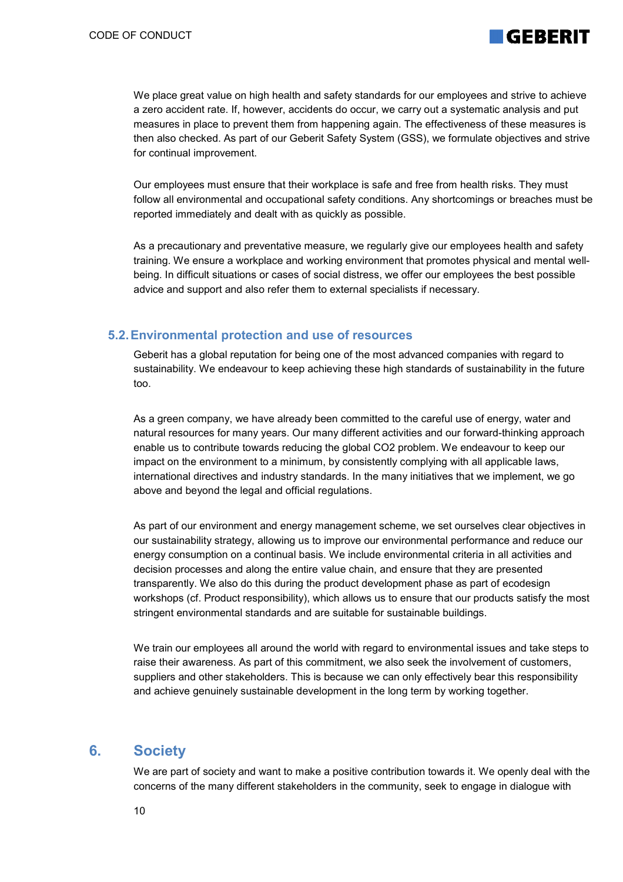We place great value on high health and safety standards for our employees and strive to achieve a zero accident rate. If, however, accidents do occur, we carry out a systematic analysis and put measures in place to prevent them from happening again. The effectiveness of these measures is then also checked. As part of our Geberit Safety System (GSS), we formulate objectives and strive for continual improvement.

Our employees must ensure that their workplace is safe and free from health risks. They must follow all environmental and occupational safety conditions. Any shortcomings or breaches must be reported immediately and dealt with as quickly as possible.

As a precautionary and preventative measure, we regularly give our employees health and safety training. We ensure a workplace and working environment that promotes physical and mental well-being. In difficult situations or cases of social distress, we offer our employees the best possible advice and support and also refer them to external specialists if necessary.

### 5.2. Environmental protection and use of resources

Geberit has a global reputation for being one of the most advanced companies with regard to sustainability. We endeavour to keep achieving these high standards of sustainability in the future too.

As a green company, we have already been committed to the careful use of energy, water and natural resources for many years. Our many different activities and our forward-thinking approach enable us to contribute towards reducing the global $CO_2$ problem. We endeavour to keep our impact on the environment to a minimum, by consistently complying with all applicable laws, international directives and industry standards. In the many initiatives that we implement, we go above and beyond the legal and official regulations.

As part of our environment and energy management scheme, we set ourselves clear objectives in our sustainability strategy, allowing us to improve our environmental performance and reduce our energy consumption on a continual basis. We include environmental criteria in all activities and decision processes and along the entire value chain, and ensure that they are presented transparently. We also do this during the product development phase as part of ecodesign workshops (cf. Product responsibility), which allows us to ensure that our products satisfy the most stringent environmental standards and are suitable for sustainable buildings.

We train our employees all around the world with regard to environmental issues and take steps to raise their awareness. As part of this commitment, we also seek the involvement of customers, suppliers and other stakeholders. This is because we can only effectively bear this responsibility and achieve genuinely sustainable development in the long term by working together.

## 6. Society

We are part of society and want to make a positive contribution towards it. We openly deal with the concerns of the many different stakeholders in the community, seek to engage in dialogue with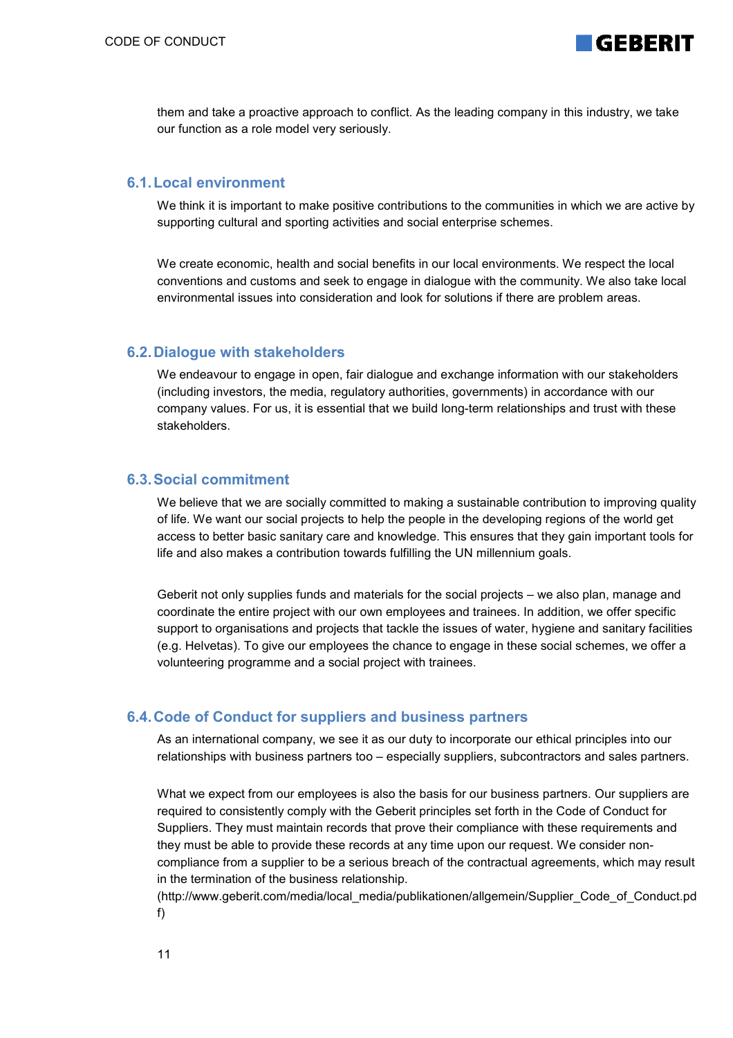them and take a proactive approach to conflict. As the leading company in this industry, we take our function as a role model very seriously.

## 6.1. Local environment

We think it is important to make positive contributions to the communities in which we are active by supporting cultural and sporting activities and social enterprise schemes.

We create economic, health and social benefits in our local environments. We respect the local conventions and customs and seek to engage in dialogue with the community. We also take local environmental issues into consideration and look for solutions if there are problem areas.

## 6.2. Dialogue with stakeholders

We endeavour to engage in open, fair dialogue and exchange information with our stakeholders (including investors, the media, regulatory authorities, governments) in accordance with our company values. For us, it is essential that we build long-term relationships and trust with these stakeholders.

## 6.3. Social commitment

We believe that we are socially committed to making a sustainable contribution to improving quality of life. We want our social projects to help the people in the developing regions of the world get access to better basic sanitary care and knowledge. This ensures that they gain important tools for life and also makes a contribution towards fulfilling the UN millennium goals.

Geberit not only supplies funds and materials for the social projects – we also plan, manage and coordinate the entire project with our own employees and trainees. In addition, we offer specific support to organisations and projects that tackle the issues of water, hygiene and sanitary facilities (e.g. Helvetas). To give our employees the chance to engage in these social schemes, we offer a volunteering programme and a social project with trainees.

## 6.4. Code of Conduct for suppliers and business partners

As an international company, we see it as our duty to incorporate our ethical principles into our relationships with business partners too – especially suppliers, subcontractors and sales partners.

What we expect from our employees is also the basis for our business partners. Our suppliers are required to consistently comply with the Geberit principles set forth in the Code of Conduct for Suppliers. They must maintain records that prove their compliance with these requirements and they must be able to provide these records at any time upon our request. We consider non-compliance from a supplier to be a serious breach of the contractual agreements, which may result in the termination of the business relationship.
(http://www.geberit.com/media/local_media/publikationen/allgemein/Supplier_Code_of_Conduct.pdf)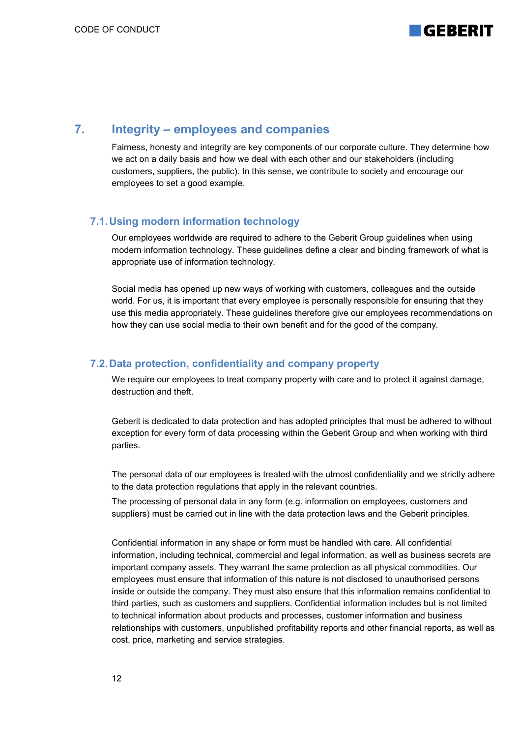## 7. Integrity – employees and companies

Fairness, honesty and integrity are key components of our corporate culture. They determine how we act on a daily basis and how we deal with each other and our stakeholders (including customers, suppliers, the public). In this sense, we contribute to society and encourage our employees to set a good example.

### 7.1. Using modern information technology

Our employees worldwide are required to adhere to the Geberit Group guidelines when using modern information technology. These guidelines define a clear and binding framework of what is appropriate use of information technology.

Social media has opened up new ways of working with customers, colleagues and the outside world. For us, it is important that every employee is personally responsible for ensuring that they use this media appropriately. These guidelines therefore give our employees recommendations on how they can use social media to their own benefit and for the good of the company.

### 7.2. Data protection, confidentiality and company property

We require our employees to treat company property with care and to protect it against damage, destruction and theft.

Geberit is dedicated to data protection and has adopted principles that must be adhered to without exception for every form of data processing within the Geberit Group and when working with third parties.

The personal data of our employees is treated with the utmost confidentiality and we strictly adhere to the data protection regulations that apply in the relevant countries.
The processing of personal data in any form (e.g. information on employees, customers and suppliers) must be carried out in line with the data protection laws and the Geberit principles.

Confidential information in any shape or form must be handled with care. All confidential information, including technical, commercial and legal information, as well as business secrets are important company assets. They warrant the same protection as all physical commodities. Our employees must ensure that information of this nature is not disclosed to unauthorised persons inside or outside the company. They must also ensure that this information remains confidential to third parties, such as customers and suppliers. Confidential information includes but is not limited to technical information about products and processes, customer information and business relationships with customers, unpublished profitability reports and other financial reports, as well as cost, price, marketing and service strategies.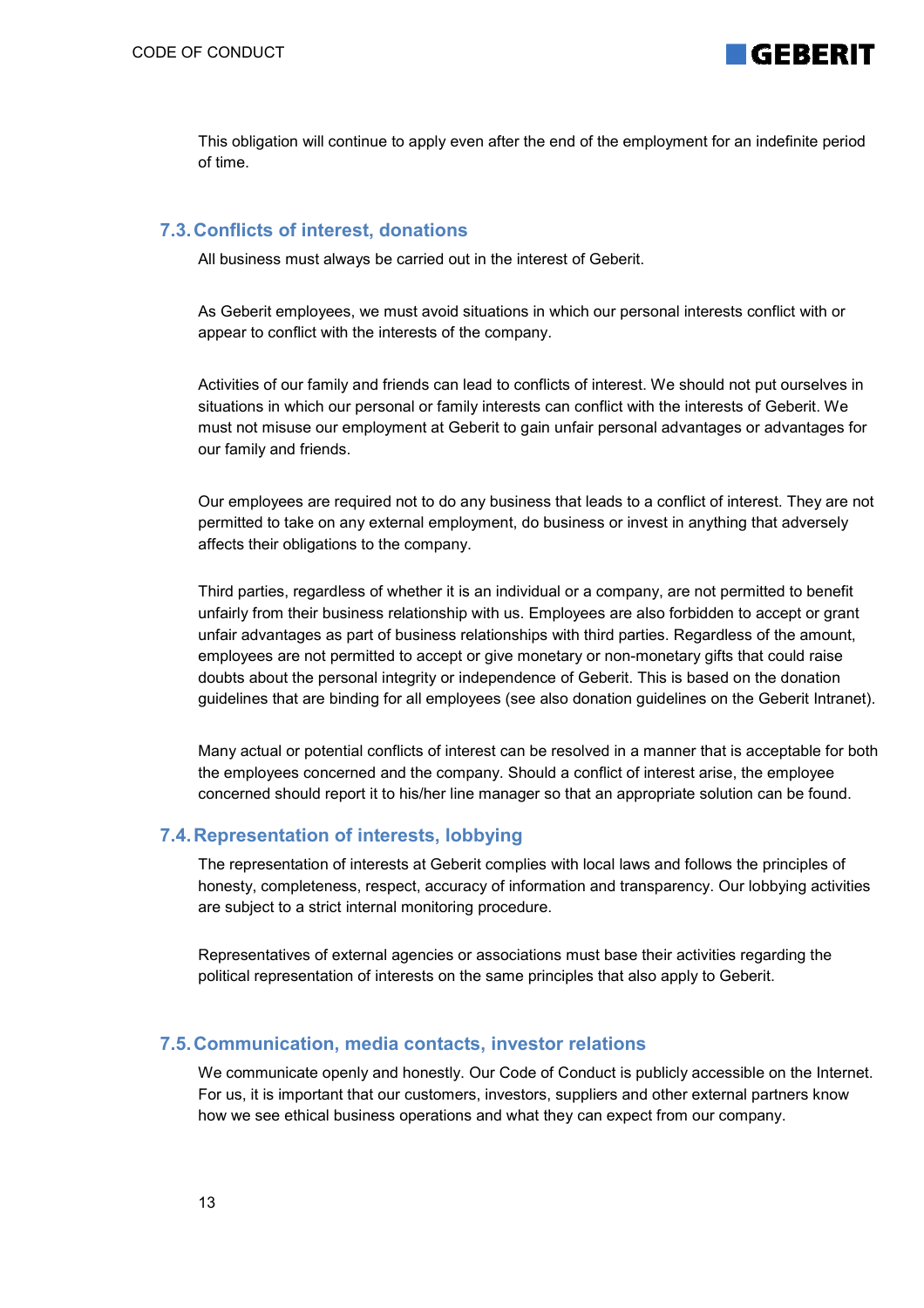This obligation will continue to apply even after the end of the employment for an indefinite period of time.

## 7.3. Conflicts of interest, donations

All business must always be carried out in the interest of Geberit.

As Geberit employees, we must avoid situations in which our personal interests conflict with or appear to conflict with the interests of the company.

Activities of our family and friends can lead to conflicts of interest. We should not put ourselves in situations in which our personal or family interests can conflict with the interests of Geberit. We must not misuse our employment at Geberit to gain unfair personal advantages or advantages for our family and friends.

Our employees are required not to do any business that leads to a conflict of interest. They are not permitted to take on any external employment, do business or invest in anything that adversely affects their obligations to the company.

Third parties, regardless of whether it is an individual or a company, are not permitted to benefit unfairly from their business relationship with us. Employees are also forbidden to accept or grant unfair advantages as part of business relationships with third parties. Regardless of the amount, employees are not permitted to accept or give monetary or non-monetary gifts that could raise doubts about the personal integrity or independence of Geberit. This is based on the donation guidelines that are binding for all employees (see also donation guidelines on the Geberit Intranet).

Many actual or potential conflicts of interest can be resolved in a manner that is acceptable for both the employees concerned and the company. Should a conflict of interest arise, the employee concerned should report it to his/her line manager so that an appropriate solution can be found.

## 7.4. Representation of interests, lobbying

The representation of interests at Geberit complies with local laws and follows the principles of honesty, completeness, respect, accuracy of information and transparency. Our lobbying activities are subject to a strict internal monitoring procedure.

Representatives of external agencies or associations must base their activities regarding the political representation of interests on the same principles that also apply to Geberit.

## 7.5. Communication, media contacts, investor relations

We communicate openly and honestly. Our Code of Conduct is publicly accessible on the Internet. For us, it is important that our customers, investors, suppliers and other external partners know how we see ethical business operations and what they can expect from our company.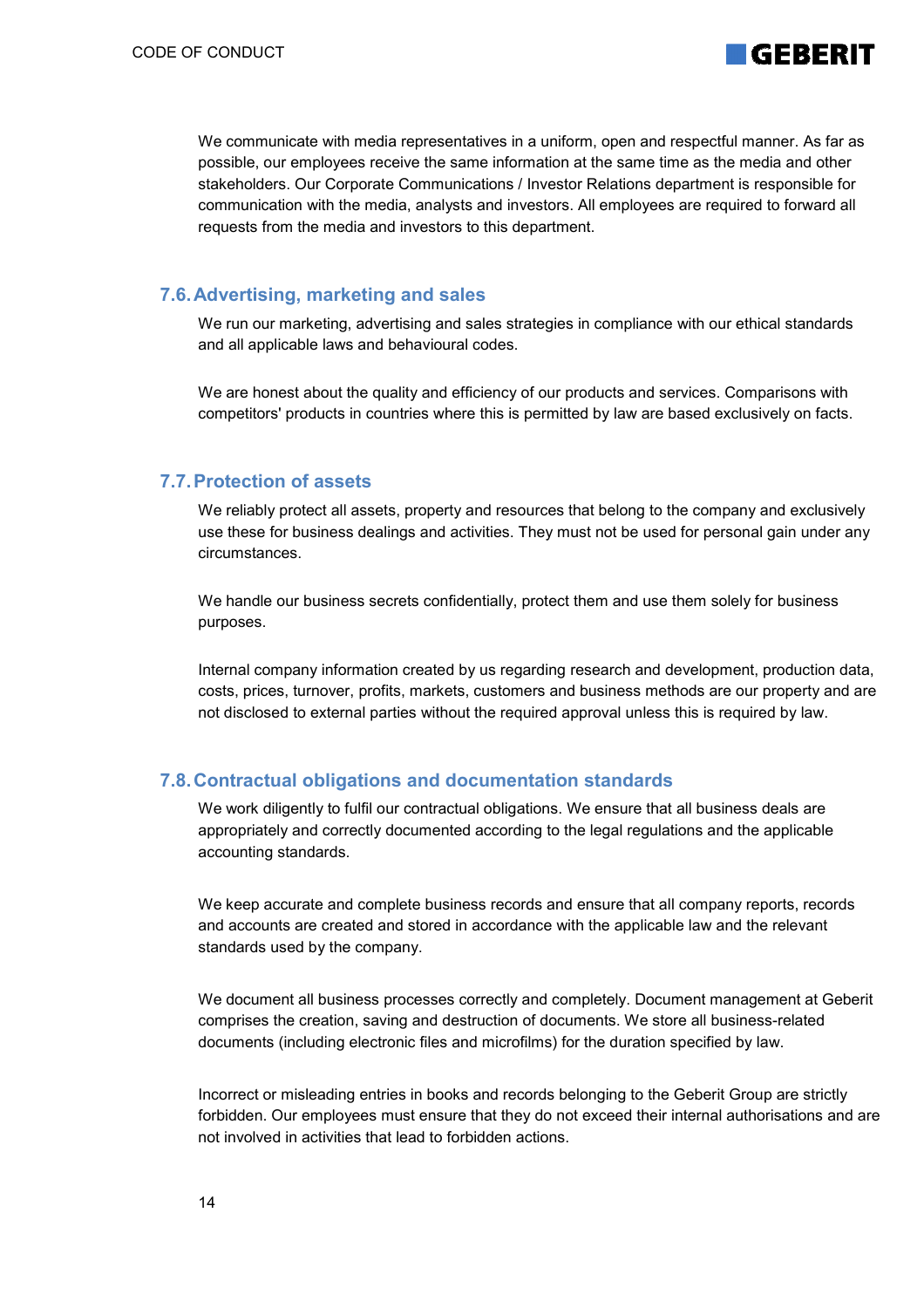We communicate with media representatives in a uniform, open and respectful manner. As far as possible, our employees receive the same information at the same time as the media and other stakeholders. Our Corporate Communications / Investor Relations department is responsible for communication with the media, analysts and investors. All employees are required to forward all requests from the media and investors to this department.

## 7.6. Advertising, marketing and sales

We run our marketing, advertising and sales strategies in compliance with our ethical standards and all applicable laws and behavioural codes.

We are honest about the quality and efficiency of our products and services. Comparisons with competitors' products in countries where this is permitted by law are based exclusively on facts.

## 7.7. Protection of assets

We reliably protect all assets, property and resources that belong to the company and exclusively use these for business dealings and activities. They must not be used for personal gain under any circumstances.

We handle our business secrets confidentially, protect them and use them solely for business purposes.

Internal company information created by us regarding research and development, production data, costs, prices, turnover, profits, markets, customers and business methods are our property and are not disclosed to external parties without the required approval unless this is required by law.

## 7.8. Contractual obligations and documentation standards

We work diligently to fulfil our contractual obligations. We ensure that all business deals are appropriately and correctly documented according to the legal regulations and the applicable accounting standards.

We keep accurate and complete business records and ensure that all company reports, records and accounts are created and stored in accordance with the applicable law and the relevant standards used by the company.

We document all business processes correctly and completely. Document management at Geberit comprises the creation, saving and destruction of documents. We store all business-related documents (including electronic files and microfilms) for the duration specified by law.

Incorrect or misleading entries in books and records belonging to the Geberit Group are strictly forbidden. Our employees must ensure that they do not exceed their internal authorisations and are not involved in activities that lead to forbidden actions.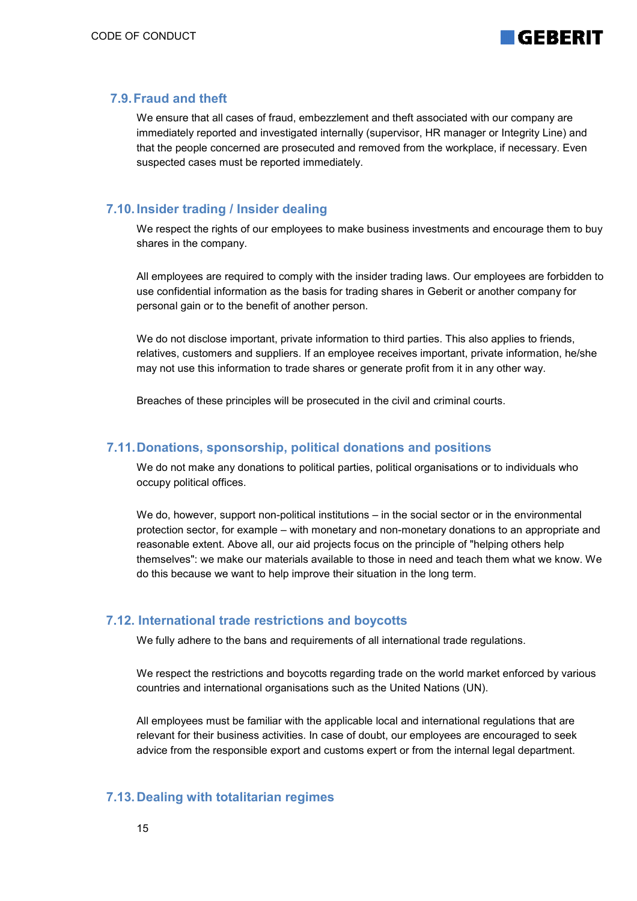## 7.9. Fraud and theft

We ensure that all cases of fraud, embezzlement and theft associated with our company are immediately reported and investigated internally (supervisor, HR manager or Integrity Line) and that the people concerned are prosecuted and removed from the workplace, if necessary. Even suspected cases must be reported immediately.

## 7.10. Insider trading / Insider dealing

We respect the rights of our employees to make business investments and encourage them to buy shares in the company.

All employees are required to comply with the insider trading laws. Our employees are forbidden to use confidential information as the basis for trading shares in Geberit or another company for personal gain or to the benefit of another person.

We do not disclose important, private information to third parties. This also applies to friends, relatives, customers and suppliers. If an employee receives important, private information, he/she may not use this information to trade shares or generate profit from it in any other way.

Breaches of these principles will be prosecuted in the civil and criminal courts.

## 7.11. Donations, sponsorship, political donations and positions

We do not make any donations to political parties, political organisations or to individuals who occupy political offices.

We do, however, support non-political institutions – in the social sector or in the environmental protection sector, for example – with monetary and non-monetary donations to an appropriate and reasonable extent. Above all, our aid projects focus on the principle of "helping others help themselves": we make our materials available to those in need and teach them what we know. We do this because we want to help improve their situation in the long term.

## 7.12. International trade restrictions and boycotts

We fully adhere to the bans and requirements of all international trade regulations.

We respect the restrictions and boycotts regarding trade on the world market enforced by various countries and international organisations such as the United Nations (UN).

All employees must be familiar with the applicable local and international regulations that are relevant for their business activities. In case of doubt, our employees are encouraged to seek advice from the responsible export and customs expert or from the internal legal department.

## 7.13. Dealing with totalitarian regimes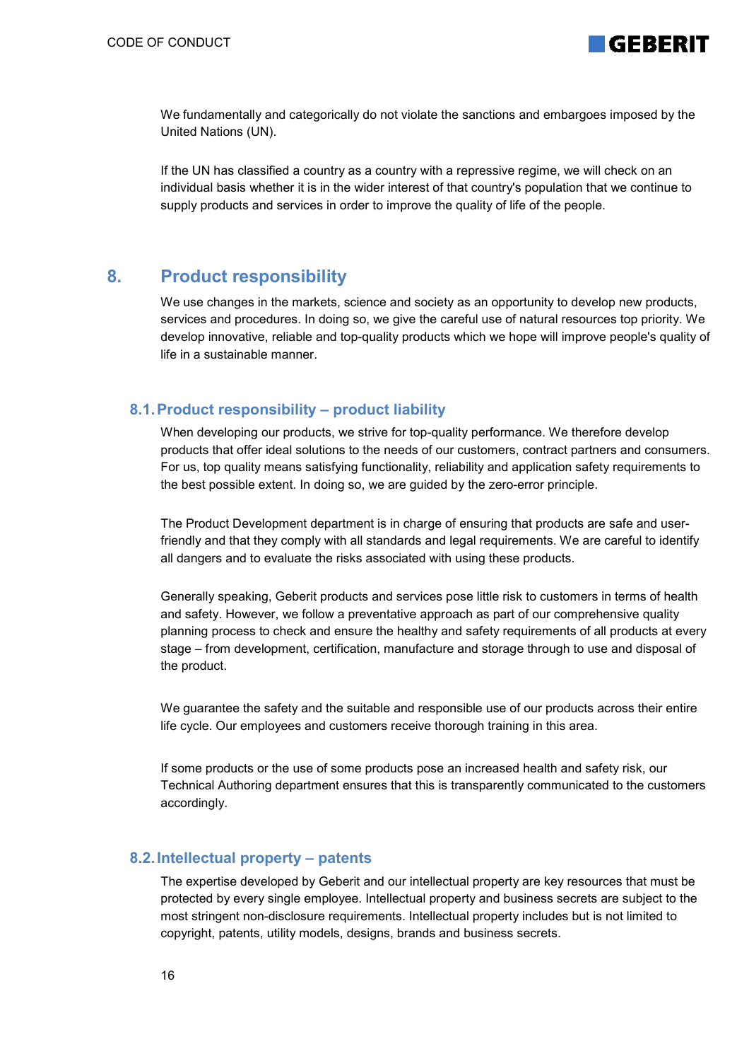We fundamentally and categorically do not violate the sanctions and embargoes imposed by the United Nations (UN).

If the UN has classified a country as a country with a repressive regime, we will check on an individual basis whether it is in the wider interest of that country's population that we continue to supply products and services in order to improve the quality of life of the people.

## 8. Product responsibility

We use changes in the markets, science and society as an opportunity to develop new products, services and procedures. In doing so, we give the careful use of natural resources top priority. We develop innovative, reliable and top-quality products which we hope will improve people's quality of life in a sustainable manner.

### 8.1. Product responsibility – product liability

When developing our products, we strive for top-quality performance. We therefore develop products that offer ideal solutions to the needs of our customers, contract partners and consumers. For us, top quality means satisfying functionality, reliability and application safety requirements to the best possible extent. In doing so, we are guided by the zero-error principle.

The Product Development department is in charge of ensuring that products are safe and user-friendly and that they comply with all standards and legal requirements. We are careful to identify all dangers and to evaluate the risks associated with using these products.

Generally speaking, Geberit products and services pose little risk to customers in terms of health and safety. However, we follow a preventative approach as part of our comprehensive quality planning process to check and ensure the healthy and safety requirements of all products at every stage – from development, certification, manufacture and storage through to use and disposal of the product.

We guarantee the safety and the suitable and responsible use of our products across their entire life cycle. Our employees and customers receive thorough training in this area.

If some products or the use of some products pose an increased health and safety risk, our Technical Authoring department ensures that this is transparently communicated to the customers accordingly.

### 8.2. Intellectual property – patents

The expertise developed by Geberit and our intellectual property are key resources that must be protected by every single employee. Intellectual property and business secrets are subject to the most stringent non-disclosure requirements. Intellectual property includes but is not limited to copyright, patents, utility models, designs, brands and business secrets.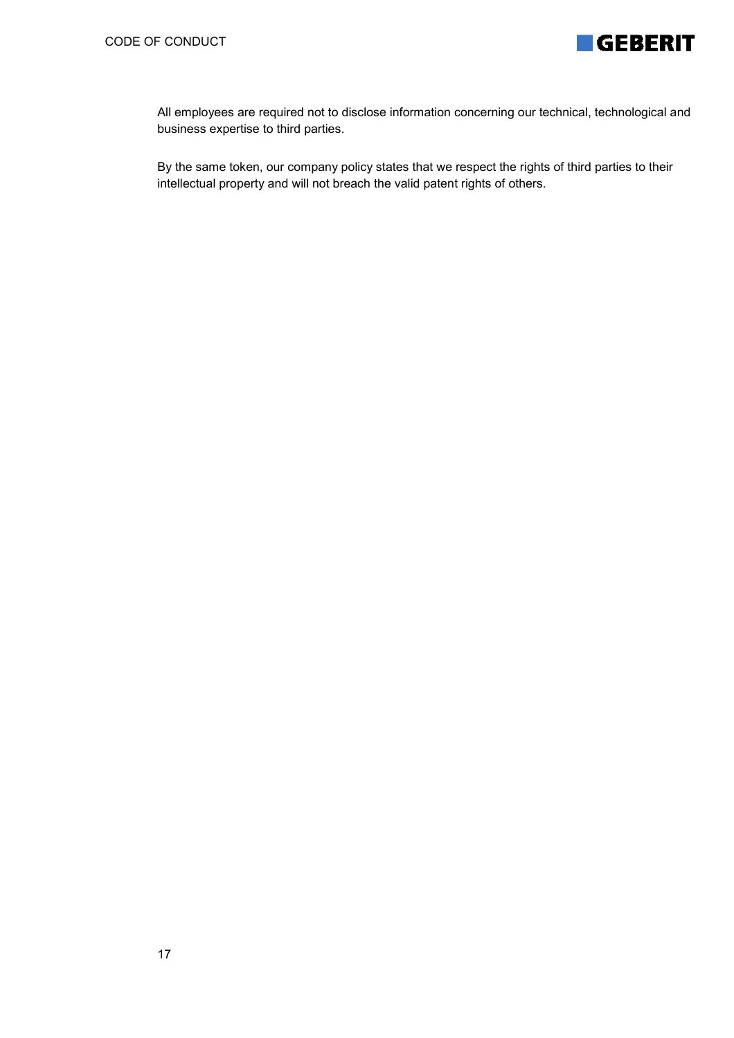All employees are required not to disclose information concerning our technical, technological and business expertise to third parties.

By the same token, our company policy states that we respect the rights of third parties to their intellectual property and will not breach the valid patent rights of others.